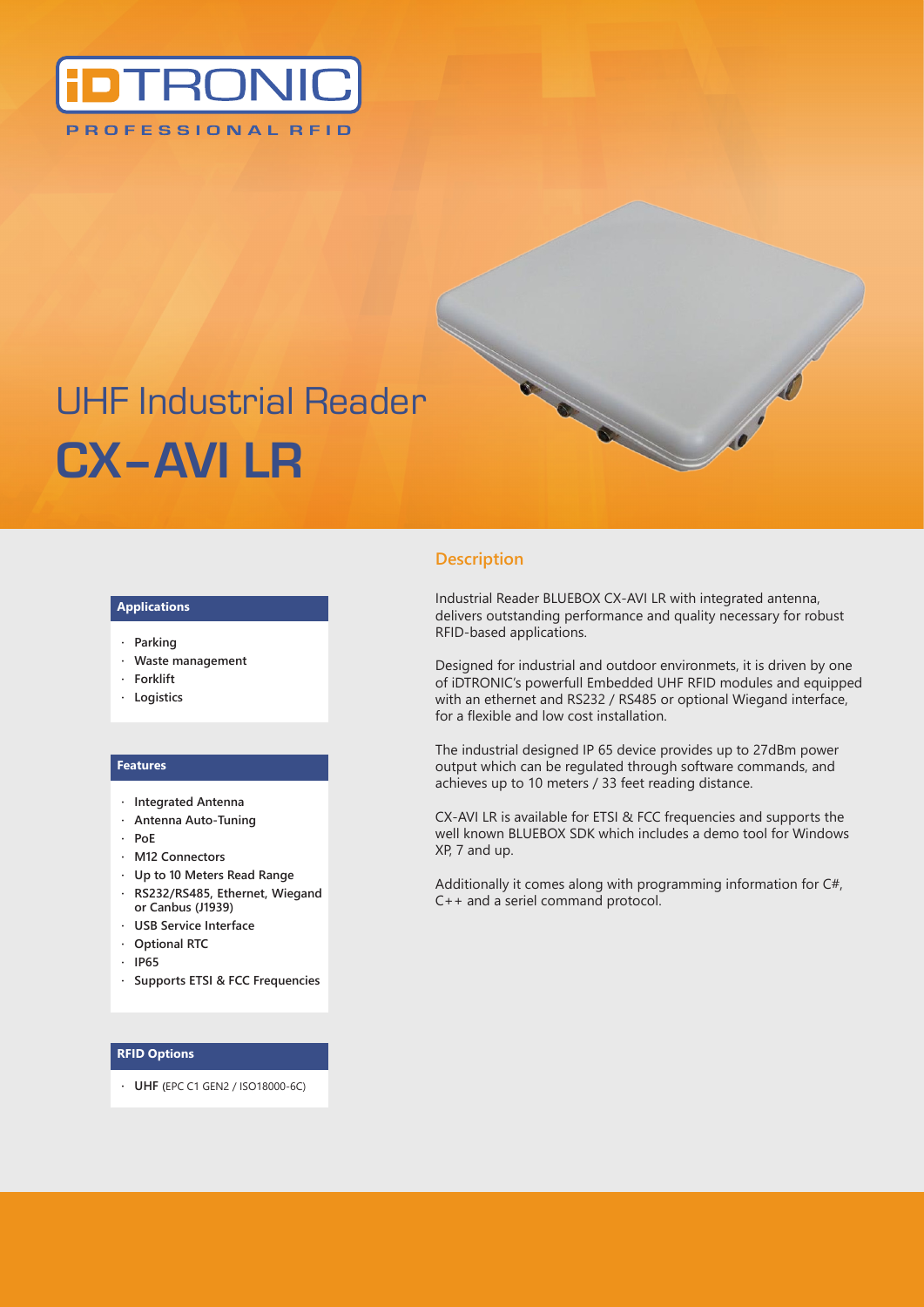iDTRONIC

PROFESSIONAL RFID

# UHF Industrial Reader
# CX–AVI LR

### Applications

- Parking
- Waste management
- Forklift
- Logistics

### Features

- Integrated Antenna
- Antenna Auto-Tuning
- PoE
- M12 Connectors
- Up to 10 Meters Read Range
- RS232/RS485, Ethernet, Wiegand or Canbus (J1939)
- USB Service Interface
- Optional RTC
- IP65
- Supports ETSI & FCC Frequencies

### RFID Options

- **UHF** (EPC C1 GEN2 / ISO18000-6C)

## Description

Industrial Reader BLUEBOX CX-AVI LR with integrated antenna, delivers outstanding performance and quality necessary for robust RFID-based applications.

Designed for industrial and outdoor environmets, it is driven by one of iDTRONIC's powerfull Embedded UHF RFID modules and equipped with an ethernet and RS232 / RS485 or optional Wiegand interface, for a flexible and low cost installation.

The industrial designed IP 65 device provides up to 27dBm power output which can be regulated through software commands, and achieves up to 10 meters / 33 feet reading distance.

CX-AVI LR is available for ETSI & FCC frequencies and supports the well known BLUEBOX SDK which includes a demo tool for Windows XP, 7 and up.

Additionally it comes along with programming information for C#, C++ and a seriel command protocol.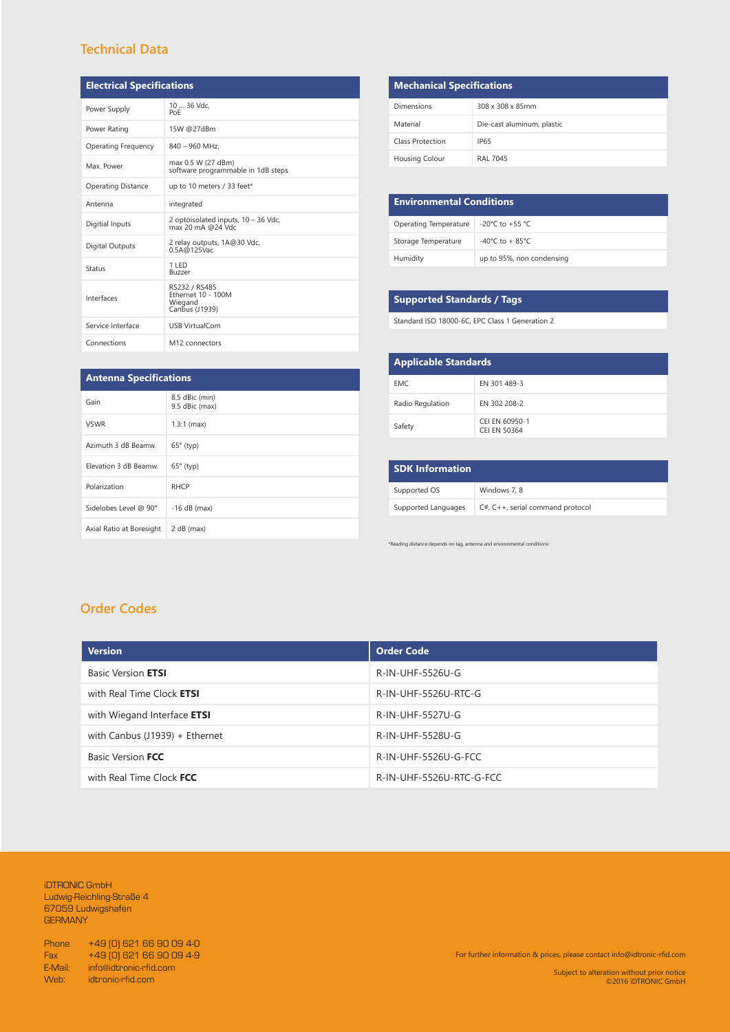## Technical Data

| Electrical Specifications | |
|---|---|
| Power Supply | 10 ... 36 Vdc, PoE |
| Power Rating | 15W @27dBm |
| Operating Frequency | 840 – 960 MHz, |
| Max. Power | max 0.5 W (27 dBm) software programmable in 1dB steps |
| Operating Distance | up to 10 meters / 33 feet* |
| Antenna | integrated |
| Digitial Inputs | 2 optoisolated inputs, 10 – 36 Vdc, max 20 mA @24 Vdc |
| Digital Outputs | 2 relay outputs, 1A@30 Vdc, 0.5A@125Vac |
| Status | 1 LED Buzzer |
| Interfaces | RS232 / RS485 Ethernet 10 - 100M Wiegand Canbus (J1939) |
| Service Interface | USB VirtualCom |
| Connections | M12 connectors |

| Antenna Specifications | |
|---|---|
| Gain | 8.5 dBic (min) 9.5 dBic (max) |
| VSWR | 1.3:1 (max) |
| Azimuth 3 dB Beamw. | 65° (typ) |
| Elevation 3 dB Beamw. | 65° (typ) |
| Polarization | RHCP |
| Sidelobes Level @ 90° | -16 dB (max) |
| Axial Ratio at Boresight | 2 dB (max) |

| Mechanical Specifications | |
|---|---|
| Dimensions | 308 x 308 x 85mm |
| Material | Die-cast aluminum, plastic |
| Class Protection | IP65 |
| Housing Colour | RAL 7045 |

| Environmental Conditions | |
|---|---|
| Operating Temperature | -20°C to +55 °C |
| Storage Temperature | -40°C to + 85°C |
| Humidity | up to 95%, non condensing |

| Supported Standards / Tags |
|---|
| Standard ISO 18000-6C, EPC Class 1 Generation 2 |

| Applicable Standards | |
|---|---|
| EMC | EN 301 489-3 |
| Radio Regulation | EN 302 208-2 |
| Safety | CEI EN 60950-1 CEI EN 50364 |

| SDK Information | |
|---|---|
| Supported OS | Windows 7, 8 |
| Supported Languages | C#, C++, serial command protocol |

*Reading distance depends on tag, antenna and environmental conditions

## Order Codes

| Version | Order Code |
|---|---|
| Basic Version **ETSI** | R-IN-UHF-5526U-G |
| with Real Time Clock **ETSI** | R-IN-UHF-5526U-RTC-G |
| with Wiegand Interface **ETSI** | R-IN-UHF-5527U-G |
| with Canbus (J1939) + Ethernet | R-IN-UHF-5528U-G |
| Basic Version **FCC** | R-IN-UHF-5526U-G-FCC |
| with Real Time Clock **FCC** | R-IN-UHF-5526U-RTC-G-FCC |

iDTRONIC GmbH
Ludwig-Reichling-Straße 4
67059 Ludwigshafen
GERMANY

Phone +49 (0) 621 66 90 09 4-0
Fax +49 (0) 621 66 90 09 4-9
E-Mail: info@idtronic-rfid.com
Web: idtronic-rfid.com

For further information & prices, please contact info@idtronic-rfid.com

Subject to alteration without prior notice
©2016 iDTRONIC GmbH